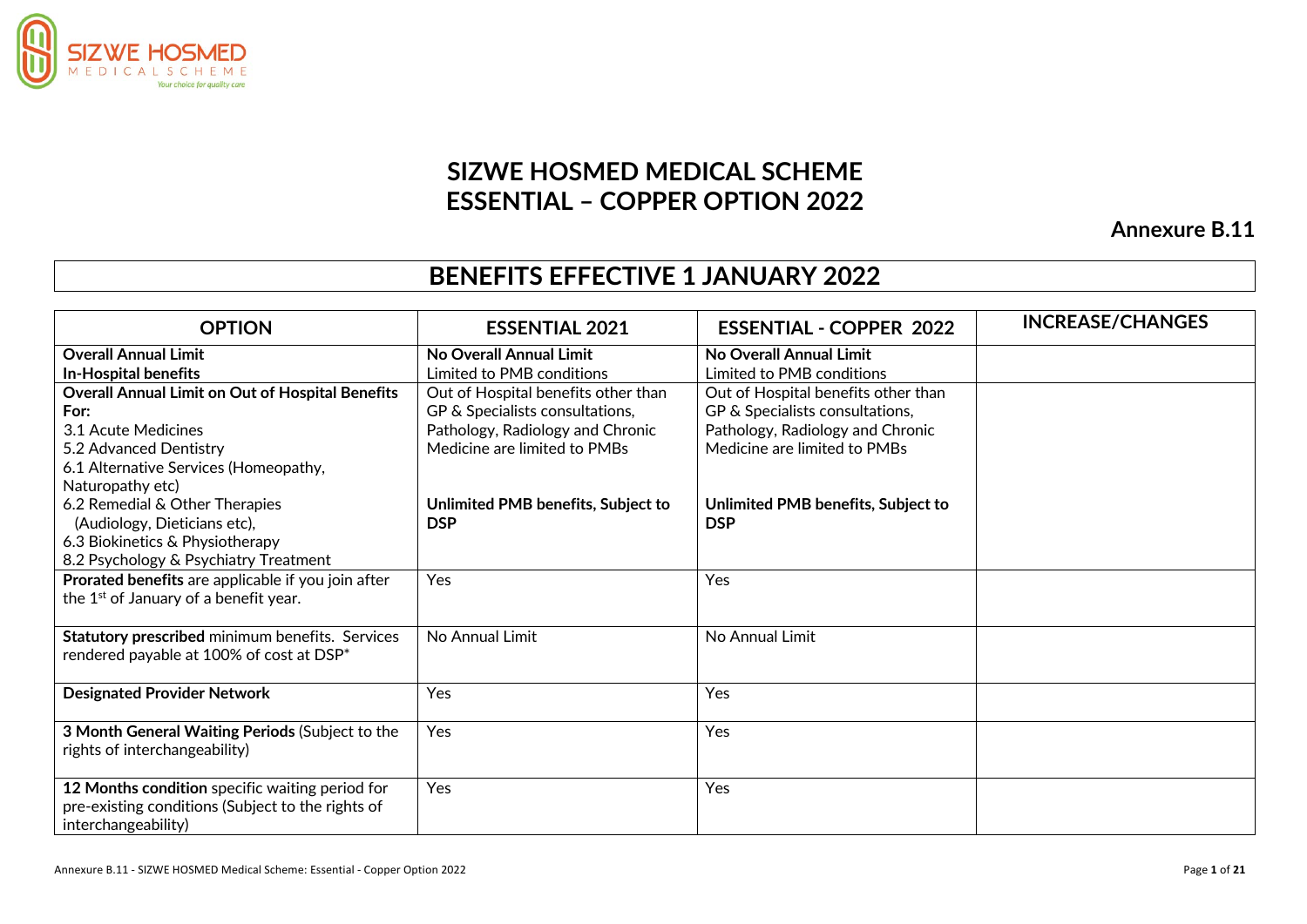# SIZWE HOSMED MEDICAL SCHEME
# ESSENTIAL – COPPER OPTION 2022

**Annexure B.11**

## BENEFITS EFFECTIVE 1 JANUARY 2022

| OPTION | ESSENTIAL 2021 | ESSENTIAL - COPPER 2022 | INCREASE/CHANGES |
|---|---|---|---|
| **Overall Annual Limit**<br>**In-Hospital benefits** | **No Overall Annual Limit**<br>Limited to PMB conditions | **No Overall Annual Limit**<br>Limited to PMB conditions | |
| **Overall Annual Limit on Out of Hospital Benefits For:**<br>3.1 Acute Medicines<br>5.2 Advanced Dentistry<br>6.1 Alternative Services (Homeopathy, Naturopathy etc)<br>6.2 Remedial & Other Therapies (Audiology, Dieticians etc),<br>6.3 Biokinetics & Physiotherapy<br>8.2 Psychology & Psychiatry Treatment | Out of Hospital benefits other than GP & Specialists consultations, Pathology, Radiology and Chronic Medicine are limited to PMBs<br><br>**Unlimited PMB benefits, Subject to DSP** | Out of Hospital benefits other than GP & Specialists consultations, Pathology, Radiology and Chronic Medicine are limited to PMBs<br><br>**Unlimited PMB benefits, Subject to DSP** | |
| **Prorated benefits** are applicable if you join after the 1st of January of a benefit year. | Yes | Yes | |
| **Statutory prescribed** minimum benefits. Services rendered payable at 100% of cost at DSP* | No Annual Limit | No Annual Limit | |
| **Designated Provider Network** | Yes | Yes | |
| **3 Month General Waiting Periods** (Subject to the rights of interchangeability) | Yes | Yes | |
| **12 Months condition** specific waiting period for pre-existing conditions (Subject to the rights of interchangeability) | Yes | Yes | |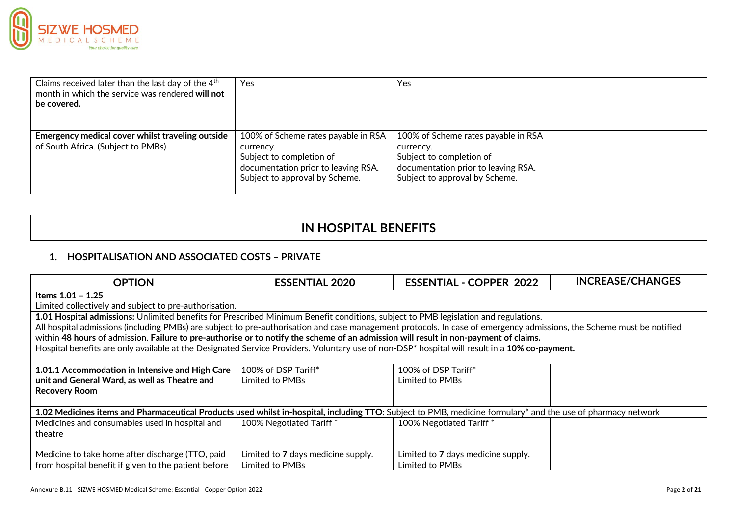| | | | |
|---|---|---|---|
| Claims received later than the last day of the 4th month in which the service was rendered **will not be covered.** | Yes | Yes | |
| **Emergency medical cover whilst traveling outside** of South Africa. (Subject to PMBs) | 100% of Scheme rates payable in RSA currency.<br>Subject to completion of documentation prior to leaving RSA.<br>Subject to approval by Scheme. | 100% of Scheme rates payable in RSA currency.<br>Subject to completion of documentation prior to leaving RSA.<br>Subject to approval by Scheme. | |

# IN HOSPITAL BENEFITS

## 1. HOSPITALISATION AND ASSOCIATED COSTS – PRIVATE

| OPTION | ESSENTIAL 2020 | ESSENTIAL - COPPER 2022 | INCREASE/CHANGES |
|---|---|---|---|
| **Items 1.01 – 1.25**<br>Limited collectively and subject to pre-authorisation. | | | |
| **1.01 Hospital admissions:** Unlimited benefits for Prescribed Minimum Benefit conditions, subject to PMB legislation and regulations.<br>All hospital admissions (including PMBs) are subject to pre-authorisation and case management protocols. In case of emergency admissions, the Scheme must be notified within **48 hours** of admission. **Failure to pre-authorise or to notify the scheme of an admission will result in non-payment of claims.**<br>Hospital benefits are only available at the Designated Service Providers. Voluntary use of non-DSP* hospital will result in a **10% co-payment.** | | | |
| **1.01.1 Accommodation in Intensive and High Care unit and General Ward, as well as Theatre and Recovery Room** | 100% of DSP Tariff*<br>Limited to PMBs | 100% of DSP Tariff*<br>Limited to PMBs | |
| **1.02 Medicines items and Pharmaceutical Products used whilst in-hospital, including TTO**: Subject to PMB, medicine formulary* and the use of pharmacy network | | | |
| Medicines and consumables used in hospital and theatre | 100% Negotiated Tariff * | 100% Negotiated Tariff * | |
| Medicine to take home after discharge (TTO, paid from hospital benefit if given to the patient before | Limited to **7** days medicine supply.<br>Limited to PMBs | Limited to **7** days medicine supply.<br>Limited to PMBs | |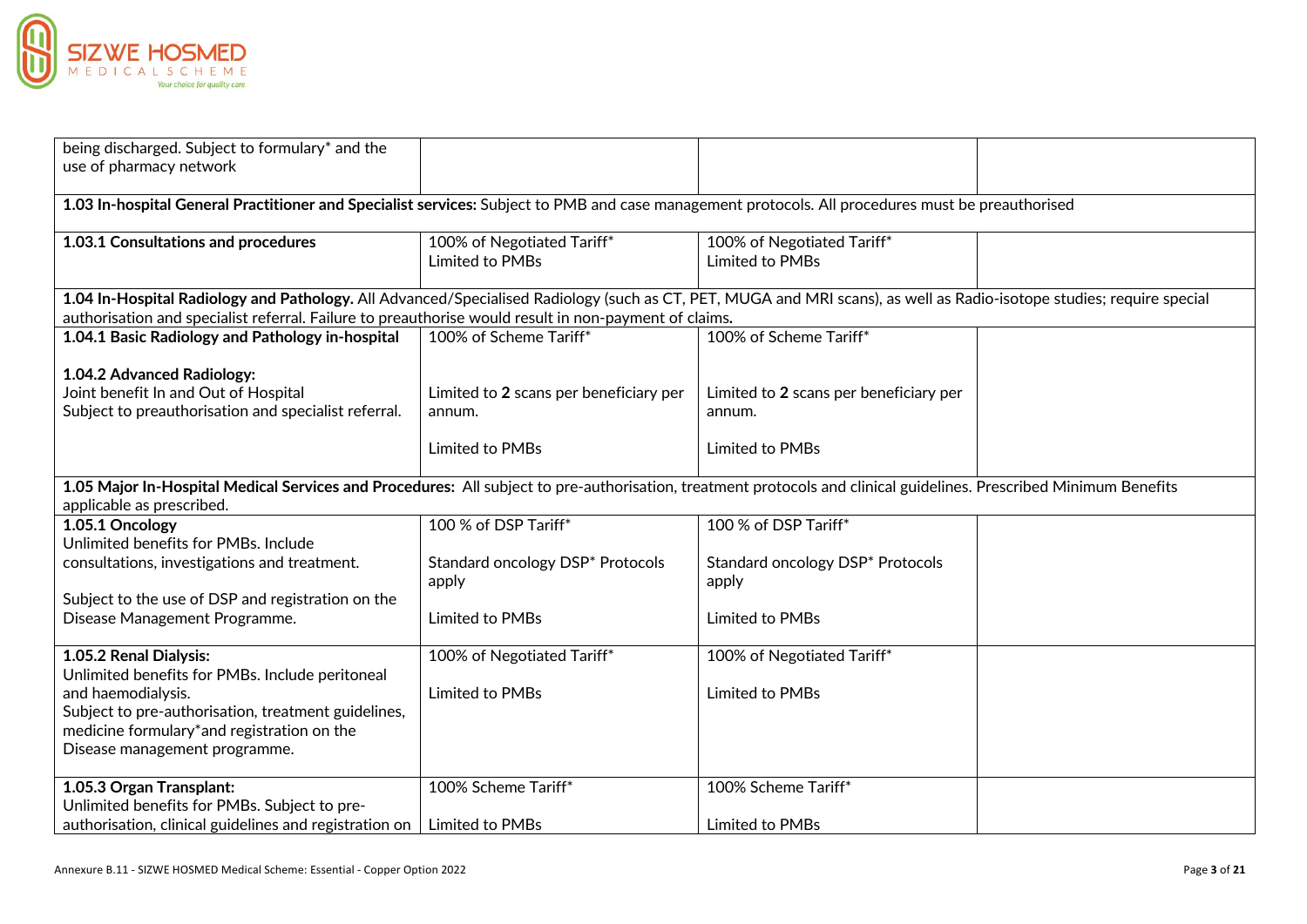| | | | |
|---|---|---|---|
| being discharged. Subject to formulary* and the use of pharmacy network | | | |
| **1.03 In-hospital General Practitioner and Specialist services:** Subject to PMB and case management protocols. All procedures must be preauthorised | | | |
| **1.03.1 Consultations and procedures** | 100% of Negotiated Tariff*<br>Limited to PMBs | 100% of Negotiated Tariff*<br>Limited to PMBs | |
| **1.04 In-Hospital Radiology and Pathology.** All Advanced/Specialised Radiology (such as CT, PET, MUGA and MRI scans), as well as Radio-isotope studies; require special authorisation and specialist referral. Failure to preauthorise would result in non-payment of claims. | | | |
| **1.04.1 Basic Radiology and Pathology in-hospital**<br><br>**1.04.2 Advanced Radiology:**<br>Joint benefit In and Out of Hospital<br>Subject to preauthorisation and specialist referral. | 100% of Scheme Tariff*<br><br>Limited to **2** scans per beneficiary per annum.<br><br>Limited to PMBs | 100% of Scheme Tariff*<br><br>Limited to **2** scans per beneficiary per annum.<br><br>Limited to PMBs | |
| **1.05 Major In-Hospital Medical Services and Procedures:** All subject to pre-authorisation, treatment protocols and clinical guidelines. Prescribed Minimum Benefits applicable as prescribed. | | | |
| **1.05.1 Oncology**<br>Unlimited benefits for PMBs. Include consultations, investigations and treatment.<br><br>Subject to the use of DSP and registration on the Disease Management Programme. | 100 % of DSP Tariff*<br><br>Standard oncology DSP* Protocols apply<br><br>Limited to PMBs | 100 % of DSP Tariff*<br><br>Standard oncology DSP* Protocols apply<br><br>Limited to PMBs | |
| **1.05.2 Renal Dialysis:**<br>Unlimited benefits for PMBs. Include peritoneal and haemodialysis.<br>Subject to pre-authorisation, treatment guidelines, medicine formulary*and registration on the Disease management programme. | 100% of Negotiated Tariff*<br><br>Limited to PMBs | 100% of Negotiated Tariff*<br><br>Limited to PMBs | |
| **1.05.3 Organ Transplant:**<br>Unlimited benefits for PMBs. Subject to pre-authorisation, clinical guidelines and registration on | 100% Scheme Tariff*<br><br>Limited to PMBs | 100% Scheme Tariff*<br><br>Limited to PMBs | |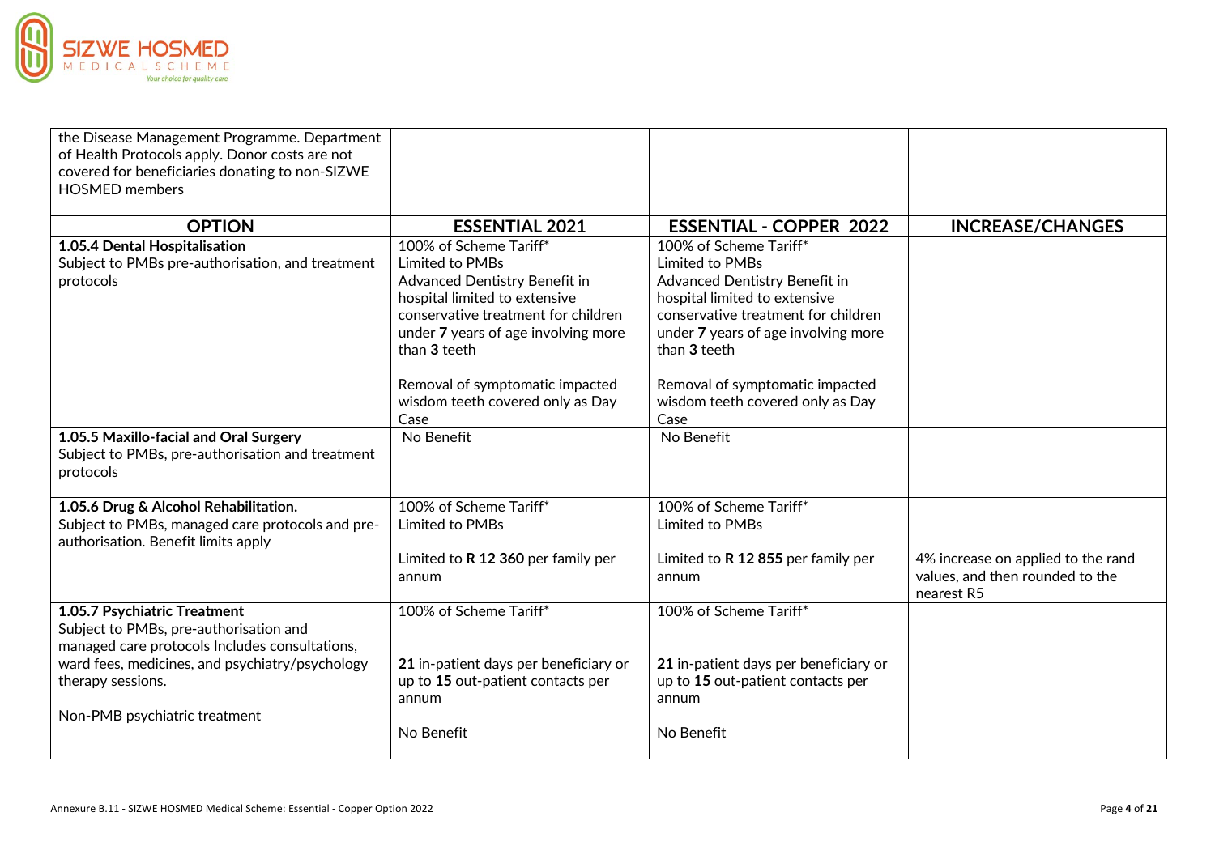| | | | |
|---|---|---|---|
| the Disease Management Programme. Department of Health Protocols apply. Donor costs are not covered for beneficiaries donating to non-SIZWE HOSMED members | | | |
| **OPTION** | **ESSENTIAL 2021** | **ESSENTIAL - COPPER 2022** | **INCREASE/CHANGES** |
| **1.05.4 Dental Hospitalisation**<br>Subject to PMBs pre-authorisation, and treatment protocols | 100% of Scheme Tariff*<br>Limited to PMBs<br>Advanced Dentistry Benefit in hospital limited to extensive conservative treatment for children under **7** years of age involving more than **3** teeth<br><br>Removal of symptomatic impacted wisdom teeth covered only as Day Case | 100% of Scheme Tariff*<br>Limited to PMBs<br>Advanced Dentistry Benefit in hospital limited to extensive conservative treatment for children under **7** years of age involving more than **3** teeth<br><br>Removal of symptomatic impacted wisdom teeth covered only as Day Case | |
| **1.05.5 Maxillo-facial and Oral Surgery**<br>Subject to PMBs, pre-authorisation and treatment protocols | No Benefit | No Benefit | |
| **1.05.6 Drug & Alcohol Rehabilitation.**<br>Subject to PMBs, managed care protocols and pre-authorisation. Benefit limits apply | 100% of Scheme Tariff*<br>Limited to PMBs<br><br>Limited to **R 12 360** per family per annum | 100% of Scheme Tariff*<br>Limited to PMBs<br><br>Limited to **R 12 855** per family per annum | 4% increase on applied to the rand values, and then rounded to the nearest R5 |
| **1.05.7 Psychiatric Treatment**<br>Subject to PMBs, pre-authorisation and managed care protocols Includes consultations, ward fees, medicines, and psychiatry/psychology therapy sessions.<br><br>Non-PMB psychiatric treatment | 100% of Scheme Tariff*<br><br>**21** in-patient days per beneficiary or up to **15** out-patient contacts per annum<br><br>No Benefit | 100% of Scheme Tariff*<br><br>**21** in-patient days per beneficiary or up to **15** out-patient contacts per annum<br><br>No Benefit | |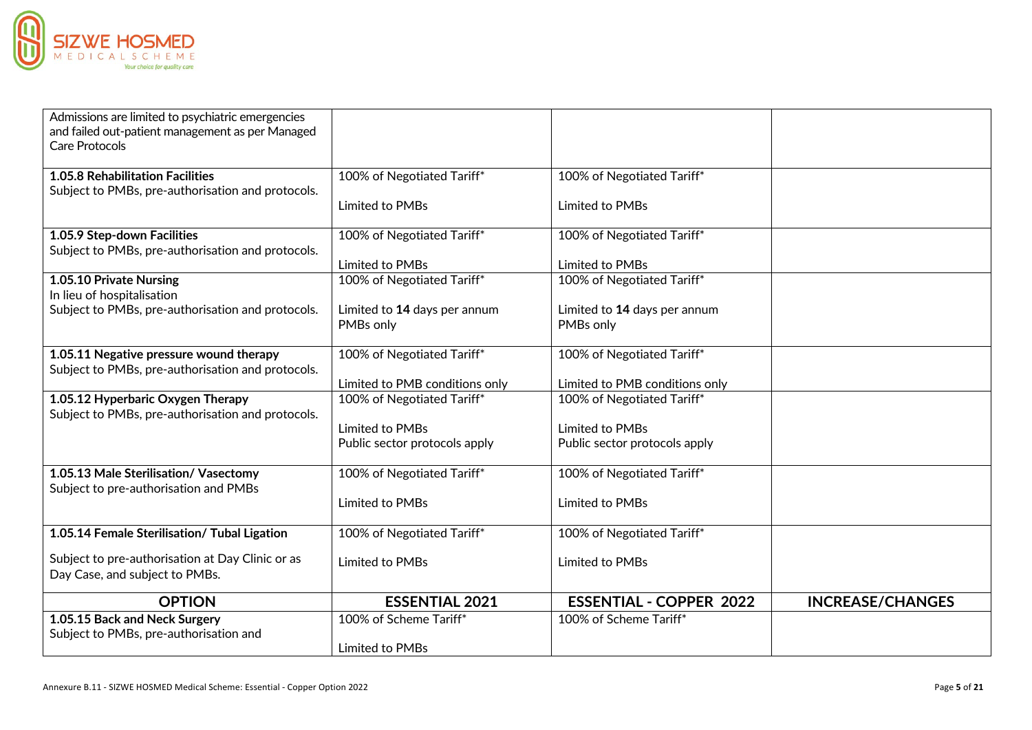| | | | |
|---|---|---|---|
| Admissions are limited to psychiatric emergencies and failed out-patient management as per Managed Care Protocols | | | |
| **1.05.8 Rehabilitation Facilities**<br>Subject to PMBs, pre-authorisation and protocols. | 100% of Negotiated Tariff*<br><br>Limited to PMBs | 100% of Negotiated Tariff*<br><br>Limited to PMBs | |
| **1.05.9 Step-down Facilities**<br>Subject to PMBs, pre-authorisation and protocols. | 100% of Negotiated Tariff*<br><br>Limited to PMBs | 100% of Negotiated Tariff*<br><br>Limited to PMBs | |
| **1.05.10 Private Nursing**<br>In lieu of hospitalisation<br>Subject to PMBs, pre-authorisation and protocols. | 100% of Negotiated Tariff*<br><br>Limited to **14** days per annum<br>PMBs only | 100% of Negotiated Tariff*<br><br>Limited to **14** days per annum<br>PMBs only | |
| **1.05.11 Negative pressure wound therapy**<br>Subject to PMBs, pre-authorisation and protocols. | 100% of Negotiated Tariff*<br><br>Limited to PMB conditions only | 100% of Negotiated Tariff*<br><br>Limited to PMB conditions only | |
| **1.05.12 Hyperbaric Oxygen Therapy**<br>Subject to PMBs, pre-authorisation and protocols. | 100% of Negotiated Tariff*<br><br>Limited to PMBs<br>Public sector protocols apply | 100% of Negotiated Tariff*<br><br>Limited to PMBs<br>Public sector protocols apply | |
| **1.05.13 Male Sterilisation/ Vasectomy**<br>Subject to pre-authorisation and PMBs | 100% of Negotiated Tariff*<br><br>Limited to PMBs | 100% of Negotiated Tariff*<br><br>Limited to PMBs | |
| **1.05.14 Female Sterilisation/ Tubal Ligation**<br><br>Subject to pre-authorisation at Day Clinic or as Day Case, and subject to PMBs. | 100% of Negotiated Tariff*<br><br>Limited to PMBs | 100% of Negotiated Tariff*<br><br>Limited to PMBs | |
| **OPTION** | **ESSENTIAL 2021** | **ESSENTIAL - COPPER 2022** | **INCREASE/CHANGES** |
| **1.05.15 Back and Neck Surgery**<br>Subject to PMBs, pre-authorisation and | 100% of Scheme Tariff*<br><br>Limited to PMBs | 100% of Scheme Tariff* | |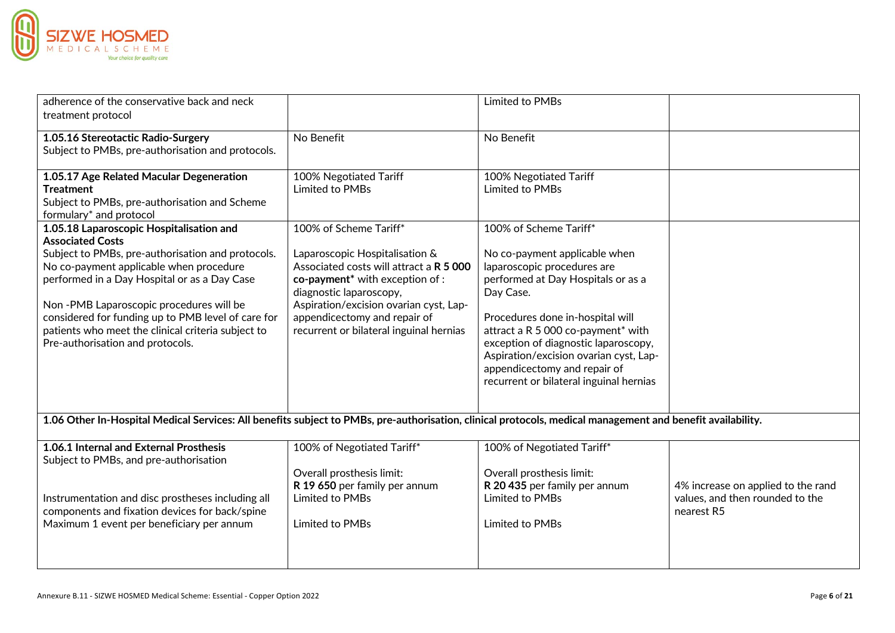| | | | |
|---|---|---|---|
| adherence of the conservative back and neck treatment protocol | | Limited to PMBs | |
| **1.05.16 Stereotactic Radio-Surgery**<br>Subject to PMBs, pre-authorisation and protocols. | No Benefit | No Benefit | |
| **1.05.17 Age Related Macular Degeneration Treatment**<br>Subject to PMBs, pre-authorisation and Scheme formulary* and protocol | 100% Negotiated Tariff<br>Limited to PMBs | 100% Negotiated Tariff<br>Limited to PMBs | |
| **1.05.18 Laparoscopic Hospitalisation and Associated Costs**<br>Subject to PMBs, pre-authorisation and protocols. No co-payment applicable when procedure performed in a Day Hospital or as a Day Case<br><br>Non -PMB Laparoscopic procedures will be considered for funding up to PMB level of care for patients who meet the clinical criteria subject to Pre-authorisation and protocols. | 100% of Scheme Tariff*<br><br>Laparoscopic Hospitalisation & Associated costs will attract a **R 5 000 co-payment*** with exception of : diagnostic laparoscopy, Aspiration/excision ovarian cyst, Lap-appendicectomy and repair of recurrent or bilateral inguinal hernias | 100% of Scheme Tariff*<br><br>No co-payment applicable when laparoscopic procedures are performed at Day Hospitals or as a Day Case.<br><br>Procedures done in-hospital will attract a R 5 000 co-payment* with exception of diagnostic laparoscopy, Aspiration/excision ovarian cyst, Lap-appendicectomy and repair of recurrent or bilateral inguinal hernias | |
| **1.06 Other In-Hospital Medical Services: All benefits subject to PMBs, pre-authorisation, clinical protocols, medical management and benefit availability.** | | | |
| **1.06.1 Internal and External Prosthesis**<br>Subject to PMBs, and pre-authorisation<br><br>Instrumentation and disc prostheses including all components and fixation devices for back/spine<br>Maximum 1 event per beneficiary per annum | 100% of Negotiated Tariff*<br><br>Overall prosthesis limit:<br>**R 19 650** per family per annum<br>Limited to PMBs<br><br>Limited to PMBs | 100% of Negotiated Tariff*<br><br>Overall prosthesis limit:<br>**R 20 435** per family per annum<br>Limited to PMBs<br><br>Limited to PMBs | 4% increase on applied to the rand values, and then rounded to the nearest R5 |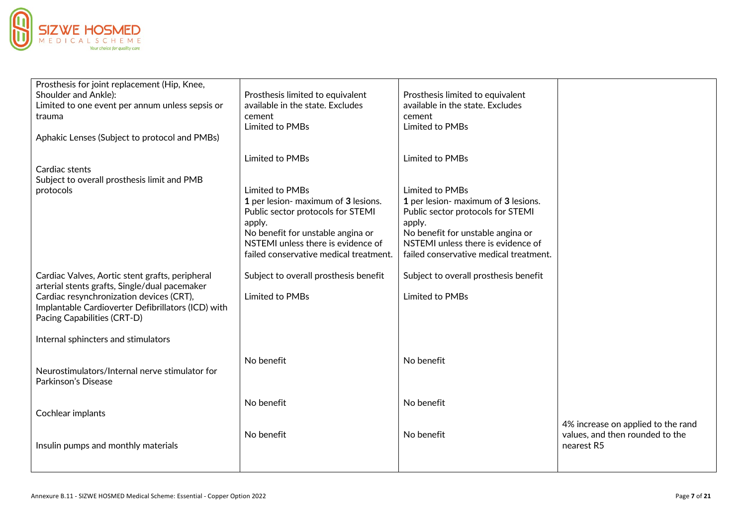| | | | |
|---|---|---|---|
| Prosthesis for joint replacement (Hip, Knee, Shoulder and Ankle):<br>Limited to one event per annum unless sepsis or trauma | Prosthesis limited to equivalent available in the state. Excludes cement<br>Limited to PMBs | Prosthesis limited to equivalent available in the state. Excludes cement<br>Limited to PMBs | |
| Aphakic Lenses (Subject to protocol and PMBs) | Limited to PMBs | Limited to PMBs | |
| Cardiac stents<br>Subject to overall prosthesis limit and PMB protocols | Limited to PMBs<br>**1** per lesion- maximum of **3** lesions.<br>Public sector protocols for STEMI apply.<br>No benefit for unstable angina or NSTEMI unless there is evidence of failed conservative medical treatment. | Limited to PMBs<br>**1** per lesion- maximum of **3** lesions.<br>Public sector protocols for STEMI apply.<br>No benefit for unstable angina or NSTEMI unless there is evidence of failed conservative medical treatment. | |
| Cardiac Valves, Aortic stent grafts, peripheral arterial stents grafts, Single/dual pacemaker Cardiac resynchronization devices (CRT), Implantable Cardioverter Defibrillators (ICD) with Pacing Capabilities (CRT-D) | Subject to overall prosthesis benefit<br>Limited to PMBs | Subject to overall prosthesis benefit<br>Limited to PMBs | |
| Internal sphincters and stimulators | No benefit | No benefit | |
| Neurostimulators/Internal nerve stimulator for Parkinson's Disease | No benefit | No benefit | |
| Cochlear implants | No benefit | No benefit | |
| Insulin pumps and monthly materials | | | 4% increase on applied to the rand values, and then rounded to the nearest R5 |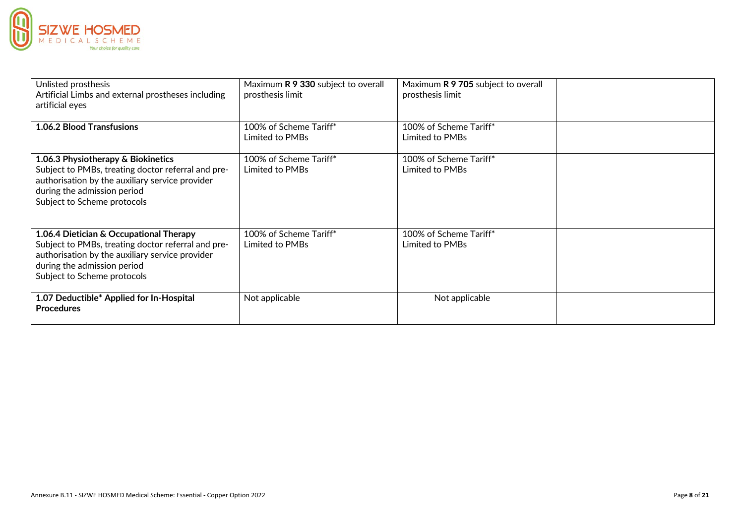| | | | |
|---|---|---|---|
| Unlisted prosthesis<br>Artificial Limbs and external prostheses including artificial eyes | Maximum **R 9 330** subject to overall prosthesis limit | Maximum **R 9 705** subject to overall prosthesis limit | |
| **1.06.2 Blood Transfusions** | 100% of Scheme Tariff*<br>Limited to PMBs | 100% of Scheme Tariff*<br>Limited to PMBs | |
| **1.06.3 Physiotherapy & Biokinetics**<br>Subject to PMBs, treating doctor referral and pre-authorisation by the auxiliary service provider during the admission period<br>Subject to Scheme protocols | 100% of Scheme Tariff*<br>Limited to PMBs | 100% of Scheme Tariff*<br>Limited to PMBs | |
| **1.06.4 Dietician & Occupational Therapy**<br>Subject to PMBs, treating doctor referral and pre-authorisation by the auxiliary service provider during the admission period<br>Subject to Scheme protocols | 100% of Scheme Tariff*<br>Limited to PMBs | 100% of Scheme Tariff*<br>Limited to PMBs | |
| **1.07 Deductible* Applied for In-Hospital Procedures** | Not applicable | Not applicable | |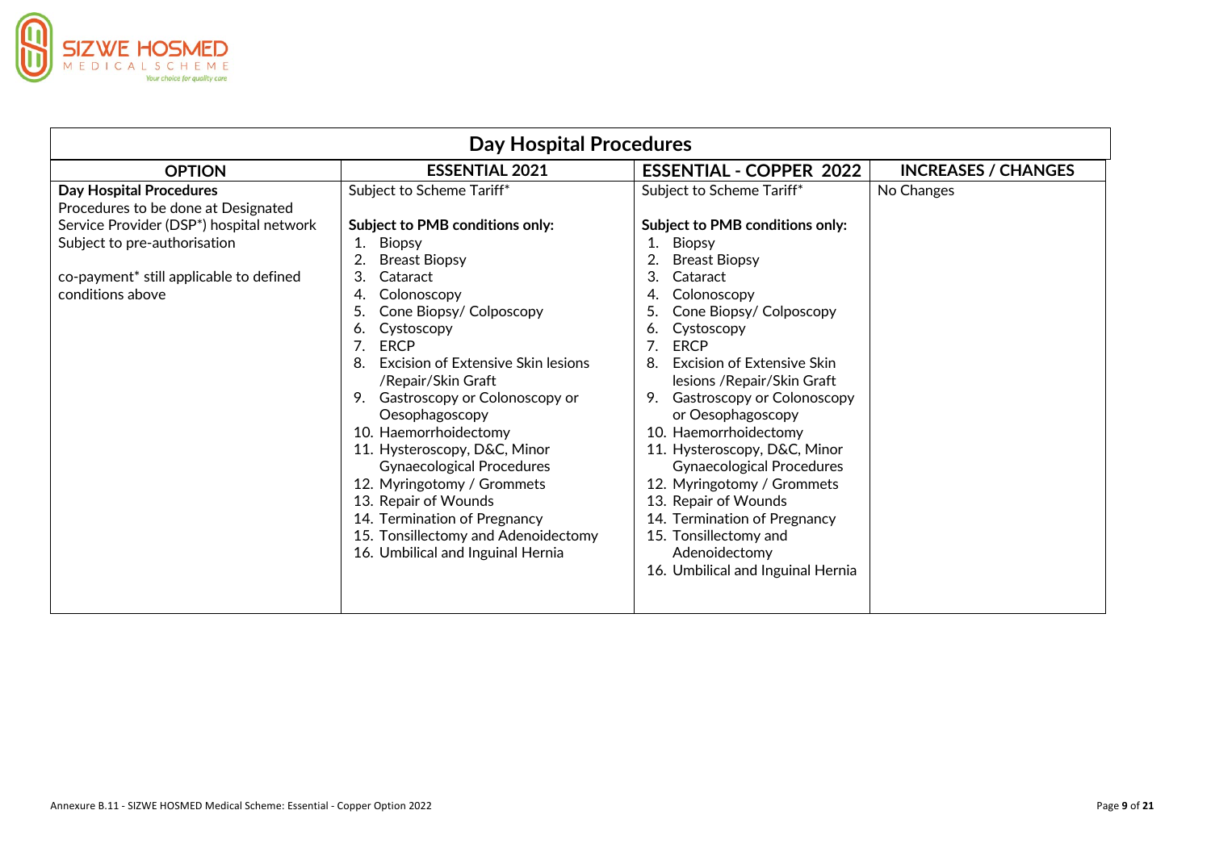| Day Hospital Procedures | | | |
|---|---|---|---|
| **OPTION** | **ESSENTIAL 2021** | **ESSENTIAL - COPPER 2022** | **INCREASES / CHANGES** |
| **Day Hospital Procedures**<br>Procedures to be done at Designated Service Provider (DSP*) hospital network<br>Subject to pre-authorisation<br><br>co-payment* still applicable to defined conditions above | Subject to Scheme Tariff*<br><br>**Subject to PMB conditions only:**<br>1. Biopsy<br>2. Breast Biopsy<br>3. Cataract<br>4. Colonoscopy<br>5. Cone Biopsy/ Colposcopy<br>6. Cystoscopy<br>7. ERCP<br>8. Excision of Extensive Skin lesions /Repair/Skin Graft<br>9. Gastroscopy or Colonoscopy or Oesophagoscopy<br>10. Haemorrhoidectomy<br>11. Hysteroscopy, D&C, Minor Gynaecological Procedures<br>12. Myringotomy / Grommets<br>13. Repair of Wounds<br>14. Termination of Pregnancy<br>15. Tonsillectomy and Adenoidectomy<br>16. Umbilical and Inguinal Hernia | Subject to Scheme Tariff*<br><br>**Subject to PMB conditions only:**<br>1. Biopsy<br>2. Breast Biopsy<br>3. Cataract<br>4. Colonoscopy<br>5. Cone Biopsy/ Colposcopy<br>6. Cystoscopy<br>7. ERCP<br>8. Excision of Extensive Skin lesions /Repair/Skin Graft<br>9. Gastroscopy or Colonoscopy or Oesophagoscopy<br>10. Haemorrhoidectomy<br>11. Hysteroscopy, D&C, Minor Gynaecological Procedures<br>12. Myringotomy / Grommets<br>13. Repair of Wounds<br>14. Termination of Pregnancy<br>15. Tonsillectomy and Adenoidectomy<br>16. Umbilical and Inguinal Hernia | No Changes |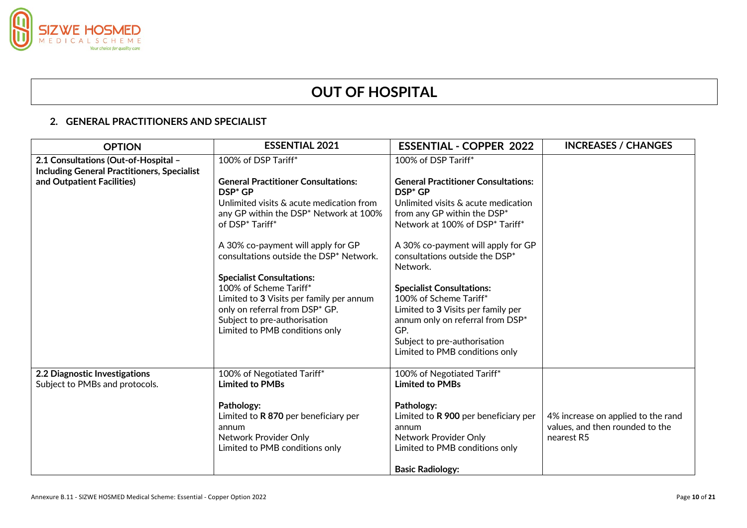# OUT OF HOSPITAL

## 2. GENERAL PRACTITIONERS AND SPECIALIST

| OPTION | ESSENTIAL 2021 | ESSENTIAL - COPPER 2022 | INCREASES / CHANGES |
|---|---|---|---|
| **2.1 Consultations (Out-of-Hospital – Including General Practitioners, Specialist and Outpatient Facilities)** | 100% of DSP Tariff*<br><br>**General Practitioner Consultations: DSP* GP**<br>Unlimited visits & acute medication from any GP within the DSP* Network at 100% of DSP* Tariff*<br><br>A 30% co-payment will apply for GP consultations outside the DSP* Network.<br><br>**Specialist Consultations:**<br>100% of Scheme Tariff*<br>Limited to **3** Visits per family per annum only on referral from DSP* GP.<br>Subject to pre-authorisation<br>Limited to PMB conditions only | 100% of DSP Tariff*<br><br>**General Practitioner Consultations: DSP* GP**<br>Unlimited visits & acute medication from any GP within the DSP* Network at 100% of DSP* Tariff*<br><br>A 30% co-payment will apply for GP consultations outside the DSP* Network.<br><br>**Specialist Consultations:**<br>100% of Scheme Tariff*<br>Limited to **3** Visits per family per annum only on referral from DSP* GP.<br>Subject to pre-authorisation<br>Limited to PMB conditions only | |
| **2.2 Diagnostic Investigations**<br>Subject to PMBs and protocols. | 100% of Negotiated Tariff*<br>**Limited to PMBs**<br><br>**Pathology:**<br>Limited to **R 870** per beneficiary per annum<br>Network Provider Only<br>Limited to PMB conditions only | 100% of Negotiated Tariff*<br>**Limited to PMBs**<br><br>**Pathology:**<br>Limited to **R 900** per beneficiary per annum<br>Network Provider Only<br>Limited to PMB conditions only<br><br>**Basic Radiology:** | 4% increase on applied to the rand values, and then rounded to the nearest R5 |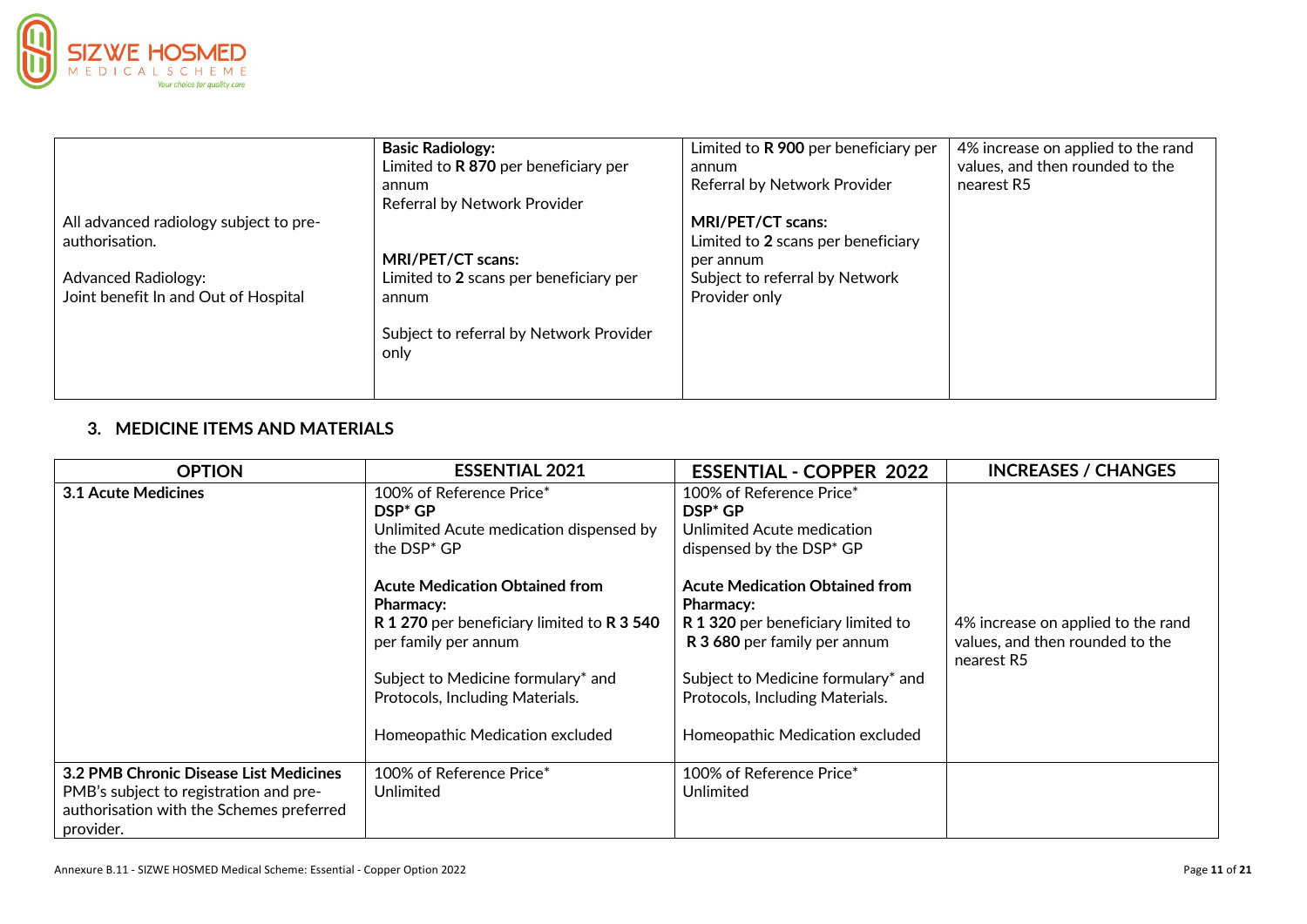| | | | |
|---|---|---|---|
| All advanced radiology subject to pre-authorisation.<br><br>Advanced Radiology:<br>Joint benefit In and Out of Hospital | **Basic Radiology:**<br>Limited to **R 870** per beneficiary per annum<br>Referral by Network Provider<br><br>**MRI/PET/CT scans:**<br>Limited to **2** scans per beneficiary per annum<br><br>Subject to referral by Network Provider only | Limited to **R 900** per beneficiary per annum<br>Referral by Network Provider<br><br>**MRI/PET/CT scans:**<br>Limited to **2** scans per beneficiary per annum<br>Subject to referral by Network Provider only | 4% increase on applied to the rand values, and then rounded to the nearest R5 |

## 3. MEDICINE ITEMS AND MATERIALS

| OPTION | ESSENTIAL 2021 | ESSENTIAL - COPPER 2022 | INCREASES / CHANGES |
|---|---|---|---|
| **3.1 Acute Medicines** | 100% of Reference Price*<br>**DSP* GP**<br>Unlimited Acute medication dispensed by the DSP* GP<br><br>**Acute Medication Obtained from Pharmacy:**<br>**R 1 270** per beneficiary limited to **R 3 540** per family per annum<br><br>Subject to Medicine formulary* and Protocols, Including Materials.<br><br>Homeopathic Medication excluded | 100% of Reference Price*<br>**DSP* GP**<br>Unlimited Acute medication dispensed by the DSP* GP<br><br>**Acute Medication Obtained from Pharmacy:**<br>**R 1 320** per beneficiary limited to **R 3 680** per family per annum<br><br>Subject to Medicine formulary* and Protocols, Including Materials.<br><br>Homeopathic Medication excluded | 4% increase on applied to the rand values, and then rounded to the nearest R5 |
| **3.2 PMB Chronic Disease List Medicines**<br>PMB's subject to registration and pre-authorisation with the Schemes preferred provider. | 100% of Reference Price*<br>Unlimited | 100% of Reference Price*<br>Unlimited | |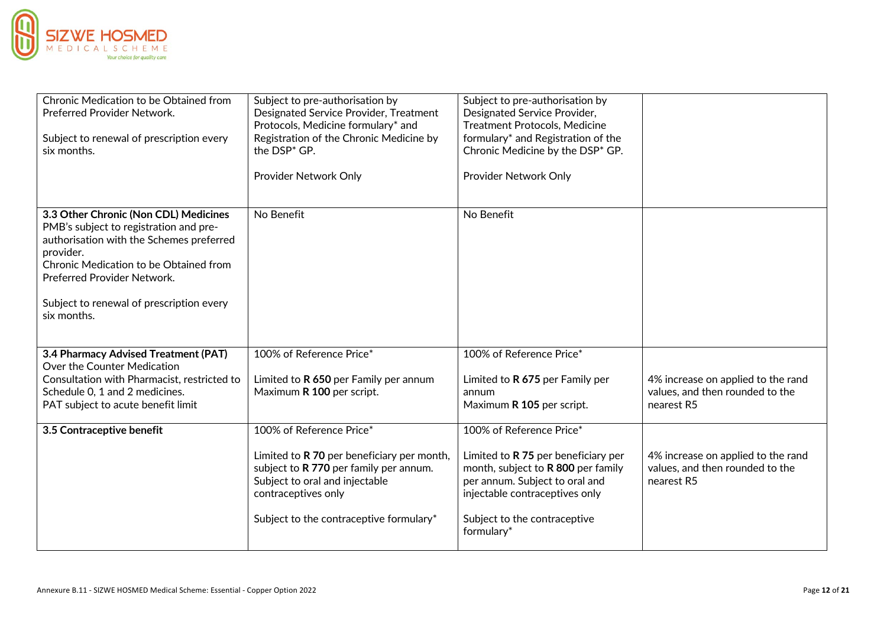| | | | |
|---|---|---|---|
| Chronic Medication to be Obtained from Preferred Provider Network.<br><br>Subject to renewal of prescription every six months. | Subject to pre-authorisation by Designated Service Provider, Treatment Protocols, Medicine formulary* and Registration of the Chronic Medicine by the DSP* GP.<br><br>Provider Network Only | Subject to pre-authorisation by Designated Service Provider, Treatment Protocols, Medicine formulary* and Registration of the Chronic Medicine by the DSP* GP.<br><br>Provider Network Only | |
| **3.3 Other Chronic (Non CDL) Medicines**<br>PMB's subject to registration and pre-authorisation with the Schemes preferred provider.<br>Chronic Medication to be Obtained from Preferred Provider Network.<br><br>Subject to renewal of prescription every six months. | No Benefit | No Benefit | |
| **3.4 Pharmacy Advised Treatment (PAT)**<br>Over the Counter Medication<br>Consultation with Pharmacist, restricted to Schedule 0, 1 and 2 medicines.<br>PAT subject to acute benefit limit | 100% of Reference Price*<br><br>Limited to **R 650** per Family per annum<br>Maximum **R 100** per script. | 100% of Reference Price*<br><br>Limited to **R 675** per Family per annum<br>Maximum **R 105** per script. | 4% increase on applied to the rand values, and then rounded to the nearest R5 |
| **3.5 Contraceptive benefit** | 100% of Reference Price*<br><br>Limited to **R 70** per beneficiary per month, subject to **R 770** per family per annum. Subject to oral and injectable contraceptives only<br><br>Subject to the contraceptive formulary* | 100% of Reference Price*<br><br>Limited to **R 75** per beneficiary per month, subject to **R 800** per family per annum. Subject to oral and injectable contraceptives only<br><br>Subject to the contraceptive formulary* | 4% increase on applied to the rand values, and then rounded to the nearest R5 |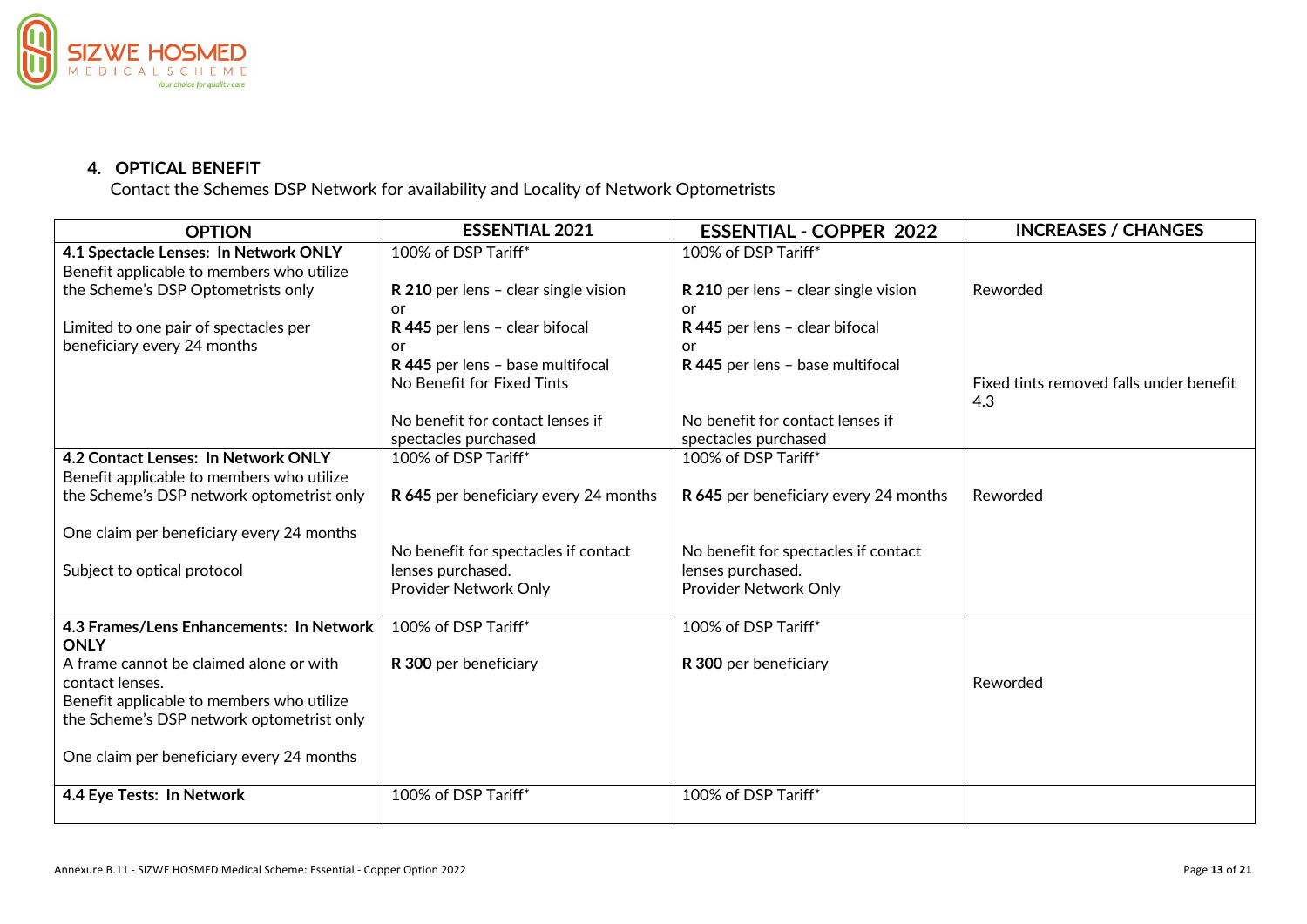## 4. OPTICAL BENEFIT

Contact the Schemes DSP Network for availability and Locality of Network Optometrists

| OPTION | ESSENTIAL 2021 | ESSENTIAL - COPPER 2022 | INCREASES / CHANGES |
|---|---|---|---|
| **4.1 Spectacle Lenses: In Network ONLY**<br>Benefit applicable to members who utilize the Scheme's DSP Optometrists only<br><br>Limited to one pair of spectacles per beneficiary every 24 months | 100% of DSP Tariff*<br><br>**R 210** per lens – clear single vision<br>or<br>**R 445** per lens – clear bifocal<br>or<br>**R 445** per lens – base multifocal<br>No Benefit for Fixed Tints<br><br>No benefit for contact lenses if spectacles purchased | 100% of DSP Tariff*<br><br>**R 210** per lens – clear single vision<br>or<br>**R 445** per lens – clear bifocal<br>or<br>**R 445** per lens – base multifocal<br><br>No benefit for contact lenses if spectacles purchased | Reworded<br><br>Fixed tints removed falls under benefit 4.3 |
| **4.2 Contact Lenses: In Network ONLY**<br>Benefit applicable to members who utilize the Scheme's DSP network optometrist only<br><br>One claim per beneficiary every 24 months<br><br>Subject to optical protocol | 100% of DSP Tariff*<br><br>**R 645** per beneficiary every 24 months<br><br>No benefit for spectacles if contact lenses purchased.<br>Provider Network Only | 100% of DSP Tariff*<br><br>**R 645** per beneficiary every 24 months<br><br>No benefit for spectacles if contact lenses purchased.<br>Provider Network Only | Reworded |
| **4.3 Frames/Lens Enhancements: In Network ONLY**<br>A frame cannot be claimed alone or with contact lenses.<br>Benefit applicable to members who utilize the Scheme's DSP network optometrist only<br><br>One claim per beneficiary every 24 months | 100% of DSP Tariff*<br><br>**R 300** per beneficiary | 100% of DSP Tariff*<br><br>**R 300** per beneficiary | Reworded |
| **4.4 Eye Tests: In Network** | 100% of DSP Tariff* | 100% of DSP Tariff* | |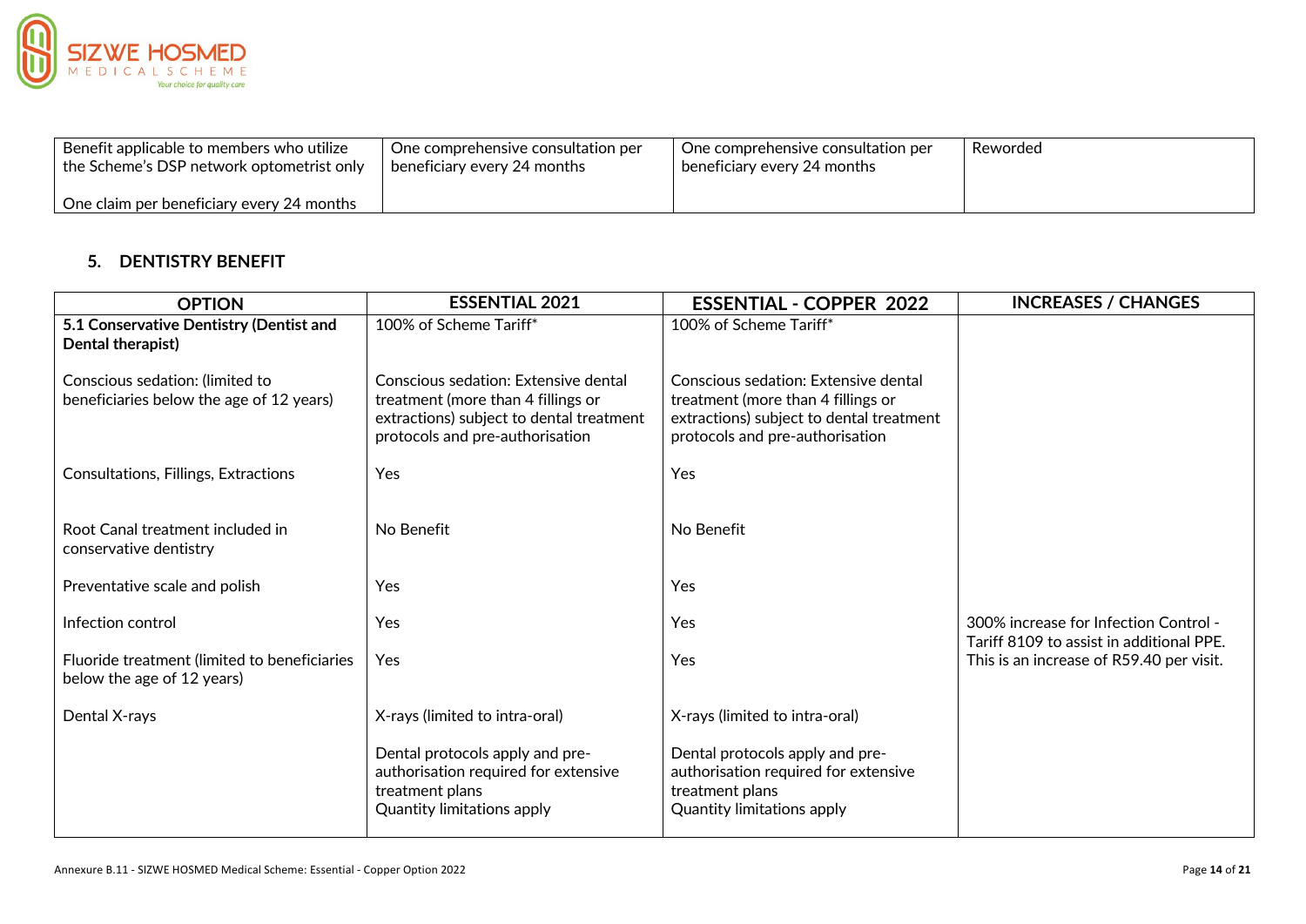| | | | |
|---|---|---|---|
| Benefit applicable to members who utilize the Scheme's DSP network optometrist only<br><br>One claim per beneficiary every 24 months | One comprehensive consultation per beneficiary every 24 months | One comprehensive consultation per beneficiary every 24 months | Reworded |

## 5. DENTISTRY BENEFIT

| OPTION | ESSENTIAL 2021 | ESSENTIAL - COPPER 2022 | INCREASES / CHANGES |
|---|---|---|---|
| **5.1 Conservative Dentistry (Dentist and Dental therapist)** | 100% of Scheme Tariff* | 100% of Scheme Tariff* | |
| Conscious sedation: (limited to beneficiaries below the age of 12 years) | Conscious sedation: Extensive dental treatment (more than 4 fillings or extractions) subject to dental treatment protocols and pre-authorisation | Conscious sedation: Extensive dental treatment (more than 4 fillings or extractions) subject to dental treatment protocols and pre-authorisation | |
| Consultations, Fillings, Extractions | Yes | Yes | |
| Root Canal treatment included in conservative dentistry | No Benefit | No Benefit | |
| Preventative scale and polish | Yes | Yes | |
| Infection control | Yes | Yes | 300% increase for Infection Control - Tariff 8109 to assist in additional PPE. This is an increase of R59.40 per visit. |
| Fluoride treatment (limited to beneficiaries below the age of 12 years) | Yes | Yes | |
| Dental X-rays | X-rays (limited to intra-oral)<br><br>Dental protocols apply and pre-authorisation required for extensive treatment plans<br>Quantity limitations apply | X-rays (limited to intra-oral)<br><br>Dental protocols apply and pre-authorisation required for extensive treatment plans<br>Quantity limitations apply | |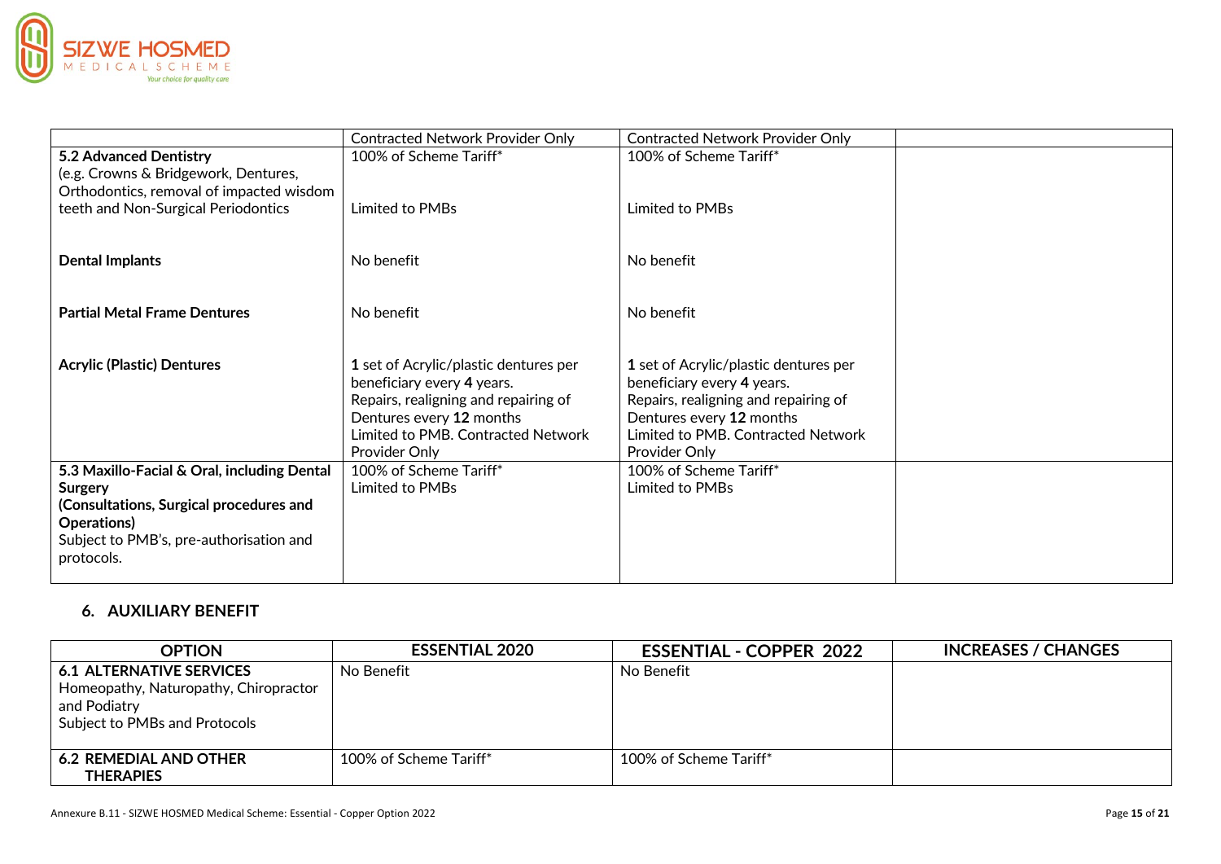| | Contracted Network Provider Only | Contracted Network Provider Only | |
|---|---|---|---|
| **5.2 Advanced Dentistry**<br>(e.g. Crowns & Bridgework, Dentures, Orthodontics, removal of impacted wisdom teeth and Non-Surgical Periodontics | 100% of Scheme Tariff*<br><br>Limited to PMBs | 100% of Scheme Tariff*<br><br>Limited to PMBs | |
| **Dental Implants** | No benefit | No benefit | |
| **Partial Metal Frame Dentures** | No benefit | No benefit | |
| **Acrylic (Plastic) Dentures** | **1** set of Acrylic/plastic dentures per beneficiary every **4** years.<br>Repairs, realigning and repairing of Dentures every **12** months<br>Limited to PMB. Contracted Network Provider Only | **1** set of Acrylic/plastic dentures per beneficiary every **4** years.<br>Repairs, realigning and repairing of Dentures every **12** months<br>Limited to PMB. Contracted Network Provider Only | |
| **5.3 Maxillo-Facial & Oral, including Dental Surgery**<br>**(Consultations, Surgical procedures and Operations)**<br>Subject to PMB's, pre-authorisation and protocols. | 100% of Scheme Tariff*<br>Limited to PMBs | 100% of Scheme Tariff*<br>Limited to PMBs | |

## 6. AUXILIARY BENEFIT

| OPTION | ESSENTIAL 2020 | ESSENTIAL - COPPER 2022 | INCREASES / CHANGES |
|---|---|---|---|
| **6.1 ALTERNATIVE SERVICES**<br>Homeopathy, Naturopathy, Chiropractor and Podiatry<br>Subject to PMBs and Protocols | No Benefit | No Benefit | |
| **6.2 REMEDIAL AND OTHER THERAPIES** | 100% of Scheme Tariff* | 100% of Scheme Tariff* | |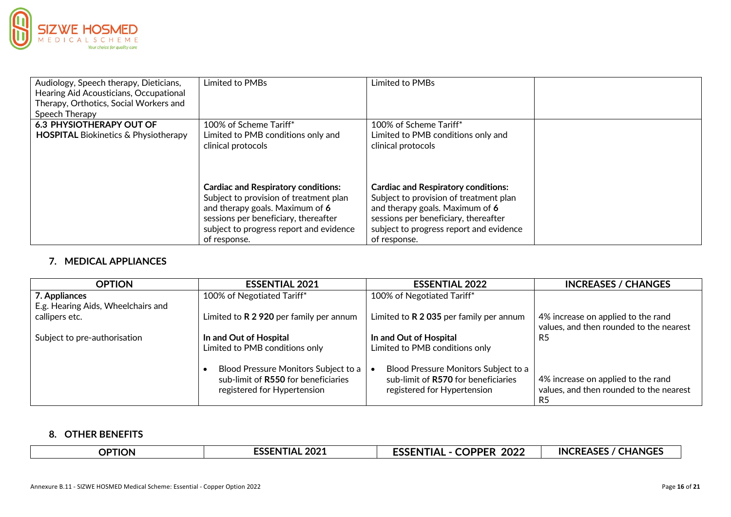| | | | |
|---|---|---|---|
| Audiology, Speech therapy, Dieticians, Hearing Aid Acousticians, Occupational Therapy, Orthotics, Social Workers and Speech Therapy | Limited to PMBs | Limited to PMBs | |
| **6.3 PHYSIOTHERAPY OUT OF HOSPITAL** Biokinetics & Physiotherapy | 100% of Scheme Tariff*<br>Limited to PMB conditions only and clinical protocols<br><br>**Cardiac and Respiratory conditions:**<br>Subject to provision of treatment plan and therapy goals. Maximum of **6** sessions per beneficiary, thereafter subject to progress report and evidence of response. | 100% of Scheme Tariff*<br>Limited to PMB conditions only and clinical protocols<br><br>**Cardiac and Respiratory conditions:**<br>Subject to provision of treatment plan and therapy goals. Maximum of **6** sessions per beneficiary, thereafter subject to progress report and evidence of response. | |

## 7. MEDICAL APPLIANCES

| OPTION | ESSENTIAL 2021 | ESSENTIAL 2022 | INCREASES / CHANGES |
|---|---|---|---|
| **7. Appliances**<br>E.g. Hearing Aids, Wheelchairs and callipers etc.<br><br>Subject to pre-authorisation | 100% of Negotiated Tariff*<br><br>Limited to **R 2 920** per family per annum<br><br>**In and Out of Hospital**<br>Limited to PMB conditions only<br><br>• Blood Pressure Monitors Subject to a sub-limit of **R550** for beneficiaries registered for Hypertension | 100% of Negotiated Tariff*<br><br>Limited to **R 2 035** per family per annum<br><br>**In and Out of Hospital**<br>Limited to PMB conditions only<br><br>• Blood Pressure Monitors Subject to a sub-limit of **R570** for beneficiaries registered for Hypertension | 4% increase on applied to the rand values, and then rounded to the nearest R5<br><br>4% increase on applied to the rand values, and then rounded to the nearest R5 |

## 8. OTHER BENEFITS

| OPTION | ESSENTIAL 2021 | ESSENTIAL - COPPER 2022 | INCREASES / CHANGES |
|---|---|---|---|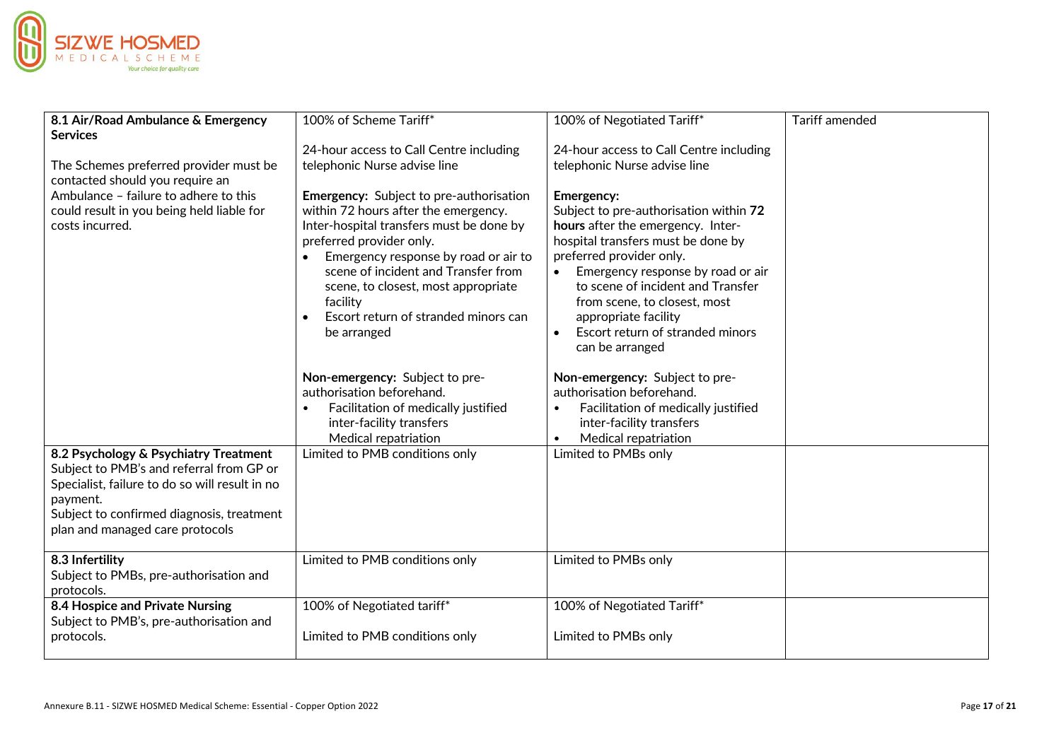| | | | |
|---|---|---|---|
| **8.1 Air/Road Ambulance & Emergency Services**<br><br>The Schemes preferred provider must be contacted should you require an Ambulance – failure to adhere to this could result in you being held liable for costs incurred. | 100% of Scheme Tariff*<br><br>24-hour access to Call Centre including telephonic Nurse advise line<br><br>**Emergency:** Subject to pre-authorisation within 72 hours after the emergency. Inter-hospital transfers must be done by preferred provider only.<br>• Emergency response by road or air to scene of incident and Transfer from scene, to closest, most appropriate facility<br>• Escort return of stranded minors can be arranged<br><br>**Non-emergency:** Subject to pre-authorisation beforehand.<br>• Facilitation of medically justified inter-facility transfers<br>Medical repatriation | 100% of Negotiated Tariff*<br><br>24-hour access to Call Centre including telephonic Nurse advise line<br><br>**Emergency:**<br>Subject to pre-authorisation within **72 hours** after the emergency. Inter-hospital transfers must be done by preferred provider only.<br>• Emergency response by road or air to scene of incident and Transfer from scene, to closest, most appropriate facility<br>• Escort return of stranded minors can be arranged<br><br>**Non-emergency:** Subject to pre-authorisation beforehand.<br>• Facilitation of medically justified inter-facility transfers<br>• Medical repatriation | Tariff amended |
| **8.2 Psychology & Psychiatry Treatment**<br>Subject to PMB's and referral from GP or Specialist, failure to do so will result in no payment.<br>Subject to confirmed diagnosis, treatment plan and managed care protocols | Limited to PMB conditions only | Limited to PMBs only | |
| **8.3 Infertility**<br>Subject to PMBs, pre-authorisation and protocols. | Limited to PMB conditions only | Limited to PMBs only | |
| **8.4 Hospice and Private Nursing**<br>Subject to PMB's, pre-authorisation and protocols. | 100% of Negotiated tariff*<br><br>Limited to PMB conditions only | 100% of Negotiated Tariff*<br><br>Limited to PMBs only | |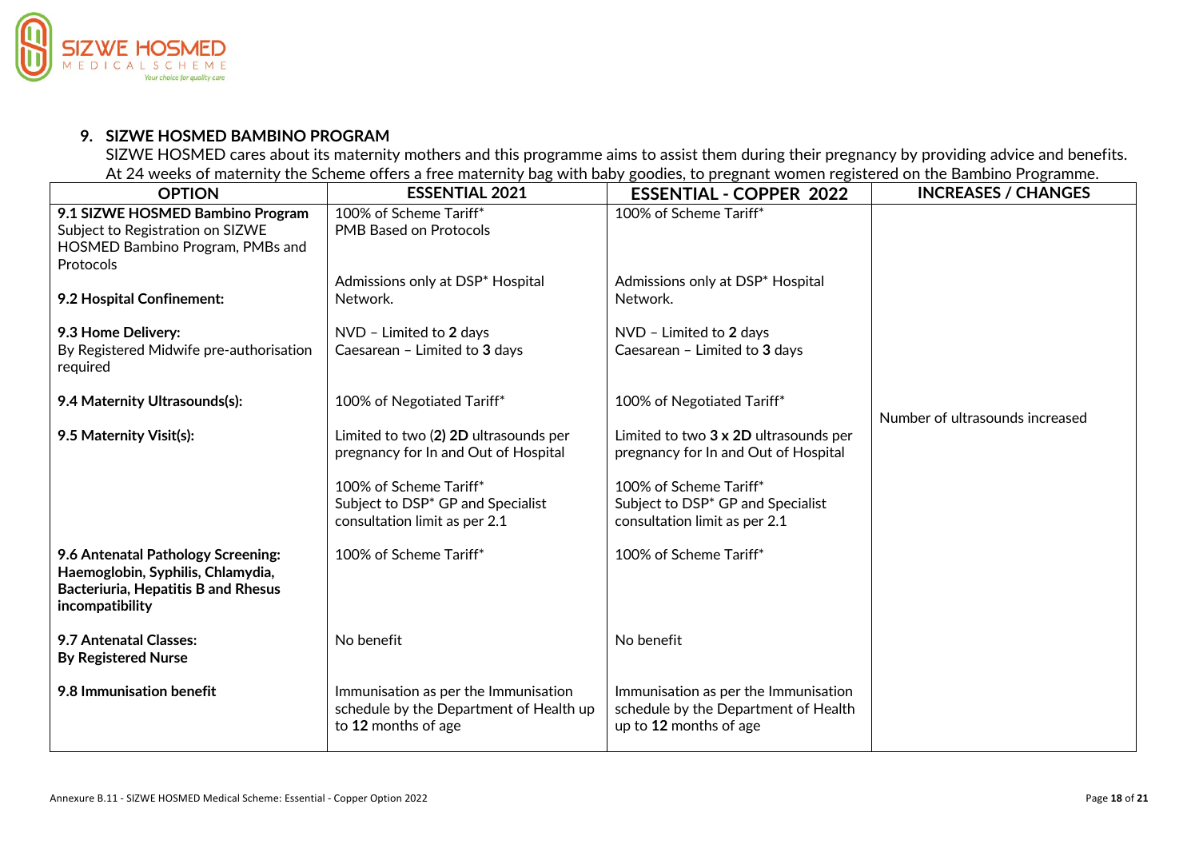## 9. SIZWE HOSMED BAMBINO PROGRAM

SIZWE HOSMED cares about its maternity mothers and this programme aims to assist them during their pregnancy by providing advice and benefits. At 24 weeks of maternity the Scheme offers a free maternity bag with baby goodies, to pregnant women registered on the Bambino Programme.

| OPTION | ESSENTIAL 2021 | ESSENTIAL - COPPER 2022 | INCREASES / CHANGES |
|---|---|---|---|
| **9.1 SIZWE HOSMED Bambino Program** Subject to Registration on SIZWE HOSMED Bambino Program, PMBs and Protocols | 100% of Scheme Tariff* PMB Based on Protocols | 100% of Scheme Tariff* | |
| **9.2 Hospital Confinement:** | Admissions only at DSP* Hospital Network. | Admissions only at DSP* Hospital Network. | |
| **9.3 Home Delivery:** By Registered Midwife pre-authorisation required | NVD – Limited to **2** days Caesarean – Limited to **3** days | NVD – Limited to **2** days Caesarean – Limited to **3** days | |
| **9.4 Maternity Ultrasounds(s):** | 100% of Negotiated Tariff* Limited to two (**2**) **2D** ultrasounds per pregnancy for In and Out of Hospital | 100% of Negotiated Tariff* Limited to two **3 x 2D** ultrasounds per pregnancy for In and Out of Hospital | Number of ultrasounds increased |
| **9.5 Maternity Visit(s):** | 100% of Scheme Tariff* Subject to DSP* GP and Specialist consultation limit as per 2.1 | 100% of Scheme Tariff* Subject to DSP* GP and Specialist consultation limit as per 2.1 | |
| **9.6 Antenatal Pathology Screening: Haemoglobin, Syphilis, Chlamydia, Bacteriuria, Hepatitis B and Rhesus incompatibility** | 100% of Scheme Tariff* | 100% of Scheme Tariff* | |
| **9.7 Antenatal Classes: By Registered Nurse** | No benefit | No benefit | |
| **9.8 Immunisation benefit** | Immunisation as per the Immunisation schedule by the Department of Health up to **12** months of age | Immunisation as per the Immunisation schedule by the Department of Health up to **12** months of age | |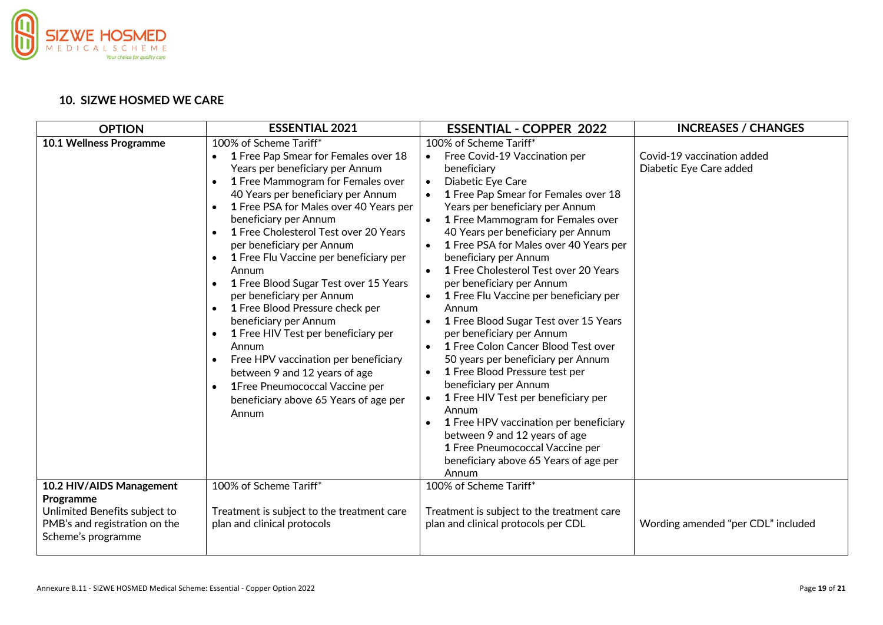## 10. SIZWE HOSMED WE CARE

| OPTION | ESSENTIAL 2021 | ESSENTIAL - COPPER 2022 | INCREASES / CHANGES |
|---|---|---|---|
| **10.1 Wellness Programme** | 100% of Scheme Tariff*<br>• **1** Free Pap Smear for Females over 18 Years per beneficiary per Annum<br>• **1** Free Mammogram for Females over 40 Years per beneficiary per Annum<br>• **1** Free PSA for Males over 40 Years per beneficiary per Annum<br>• **1** Free Cholesterol Test over 20 Years per beneficiary per Annum<br>• **1** Free Flu Vaccine per beneficiary per Annum<br>• **1** Free Blood Sugar Test over 15 Years per beneficiary per Annum<br>• **1** Free Blood Pressure check per beneficiary per Annum<br>• **1** Free HIV Test per beneficiary per Annum<br>• Free HPV vaccination per beneficiary between 9 and 12 years of age<br>• **1**Free Pneumococcal Vaccine per beneficiary above 65 Years of age per Annum | 100% of Scheme Tariff*<br>• Free Covid-19 Vaccination per beneficiary<br>• Diabetic Eye Care<br>• **1** Free Pap Smear for Females over 18 Years per beneficiary per Annum<br>• **1** Free Mammogram for Females over 40 Years per beneficiary per Annum<br>• **1** Free PSA for Males over 40 Years per beneficiary per Annum<br>• **1** Free Cholesterol Test over 20 Years per beneficiary per Annum<br>• **1** Free Flu Vaccine per beneficiary per Annum<br>• **1** Free Blood Sugar Test over 15 Years per beneficiary per Annum<br>• **1** Free Colon Cancer Blood Test over 50 years per beneficiary per Annum<br>• **1** Free Blood Pressure test per beneficiary per Annum<br>• **1** Free HIV Test per beneficiary per Annum<br>• **1** Free HPV vaccination per beneficiary between 9 and 12 years of age<br>**1** Free Pneumococcal Vaccine per beneficiary above 65 Years of age per Annum | Covid-19 vaccination added<br>Diabetic Eye Care added |
| **10.2 HIV/AIDS Management Programme**<br>Unlimited Benefits subject to PMB's and registration on the Scheme's programme | 100% of Scheme Tariff*<br><br>Treatment is subject to the treatment care plan and clinical protocols | 100% of Scheme Tariff*<br><br>Treatment is subject to the treatment care plan and clinical protocols per CDL | Wording amended "per CDL" included |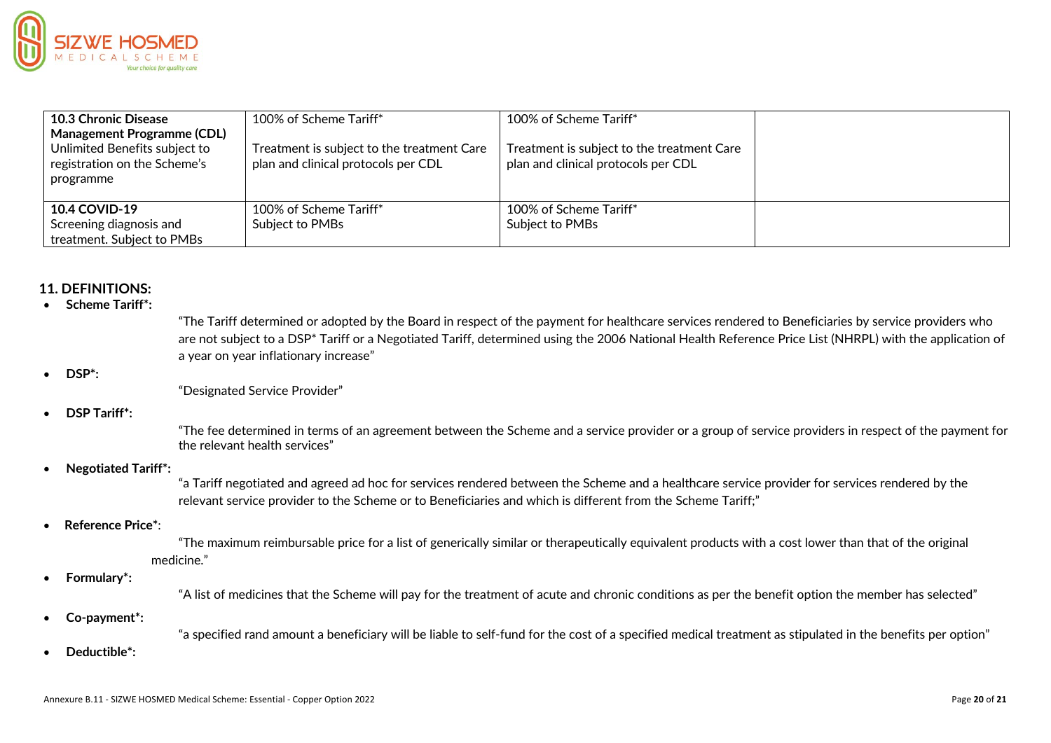| 10.3 Chronic Disease Management Programme (CDL) Unlimited Benefits subject to registration on the Scheme's programme | 100% of Scheme Tariff* Treatment is subject to the treatment Care plan and clinical protocols per CDL | 100% of Scheme Tariff* Treatment is subject to the treatment Care plan and clinical protocols per CDL | |
|---|---|---|---|
| **10.4 COVID-19** Screening diagnosis and treatment. Subject to PMBs | 100% of Scheme Tariff* Subject to PMBs | 100% of Scheme Tariff* Subject to PMBs | |

## 11. DEFINITIONS:

- **Scheme Tariff*:**

  "The Tariff determined or adopted by the Board in respect of the payment for healthcare services rendered to Beneficiaries by service providers who are not subject to a DSP* Tariff or a Negotiated Tariff, determined using the 2006 National Health Reference Price List (NHRPL) with the application of a year on year inflationary increase"

- **DSP*:**

  "Designated Service Provider"

- **DSP Tariff*:**

  "The fee determined in terms of an agreement between the Scheme and a service provider or a group of service providers in respect of the payment for the relevant health services"

- **Negotiated Tariff*:**

  "a Tariff negotiated and agreed ad hoc for services rendered between the Scheme and a healthcare service provider for services rendered by the relevant service provider to the Scheme or to Beneficiaries and which is different from the Scheme Tariff;"

- **Reference Price***:

  "The maximum reimbursable price for a list of generically similar or therapeutically equivalent products with a cost lower than that of the original medicine."

- **Formulary*:**

  "A list of medicines that the Scheme will pay for the treatment of acute and chronic conditions as per the benefit option the member has selected"

- **Co-payment*:**

  "a specified rand amount a beneficiary will be liable to self-fund for the cost of a specified medical treatment as stipulated in the benefits per option"

- **Deductible*:**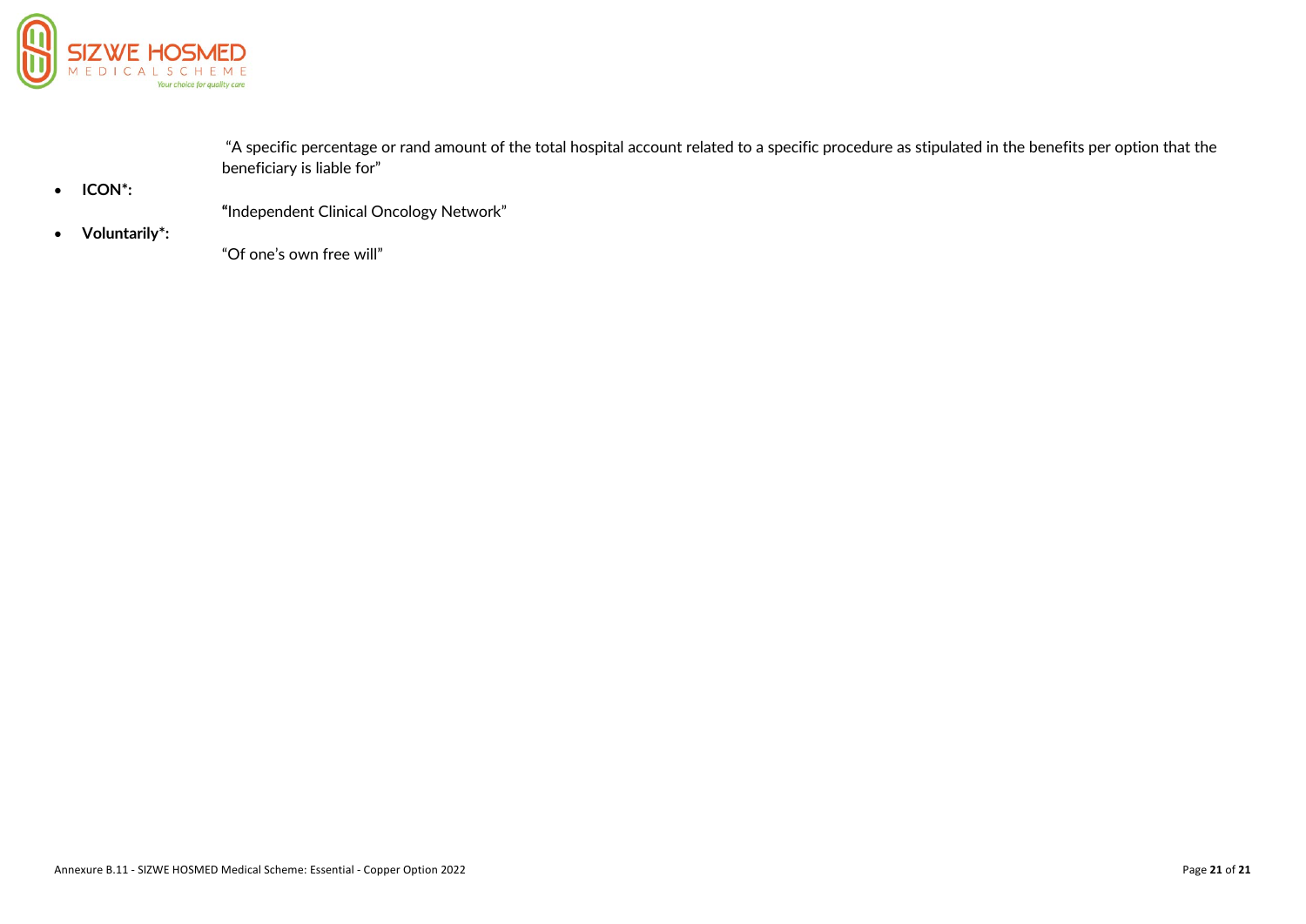"A specific percentage or rand amount of the total hospital account related to a specific procedure as stipulated in the benefits per option that the beneficiary is liable for"

- **ICON*:**

  "Independent Clinical Oncology Network"

- **Voluntarily*:**

  "Of one's own free will"